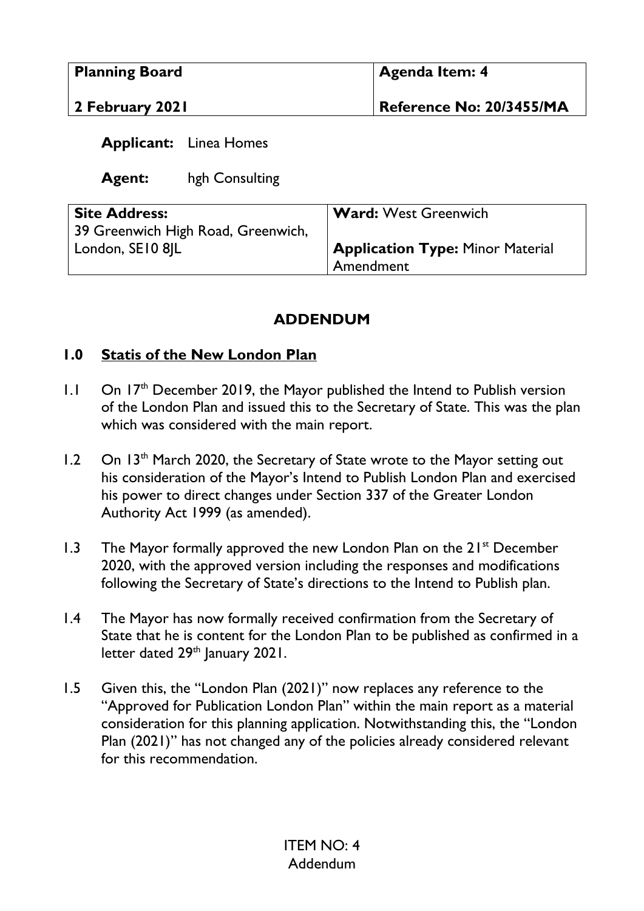| Planning Board | Agenda Item: 4 |
| --- | --- |
| 2 February 2021 | Reference No: 20/3455/MA |

**Applicant:** Linea Homes

**Agent:** hgh Consulting

| Site Address: | Ward: West Greenwich |
| --- | --- |
| 39 Greenwich High Road, Greenwich, London, SE10 8JL | **Application Type:** Minor Material Amendment |

## ADDENDUM

### 1.0 Statis of the New London Plan

1.1 On 17th December 2019, the Mayor published the Intend to Publish version of the London Plan and issued this to the Secretary of State. This was the plan which was considered with the main report.

1.2 On 13th March 2020, the Secretary of State wrote to the Mayor setting out his consideration of the Mayor's Intend to Publish London Plan and exercised his power to direct changes under Section 337 of the Greater London Authority Act 1999 (as amended).

1.3 The Mayor formally approved the new London Plan on the 21st December 2020, with the approved version including the responses and modifications following the Secretary of State's directions to the Intend to Publish plan.

1.4 The Mayor has now formally received confirmation from the Secretary of State that he is content for the London Plan to be published as confirmed in a letter dated 29th January 2021.

1.5 Given this, the "London Plan (2021)" now replaces any reference to the "Approved for Publication London Plan" within the main report as a material consideration for this planning application. Notwithstanding this, the "London Plan (2021)" has not changed any of the policies already considered relevant for this recommendation.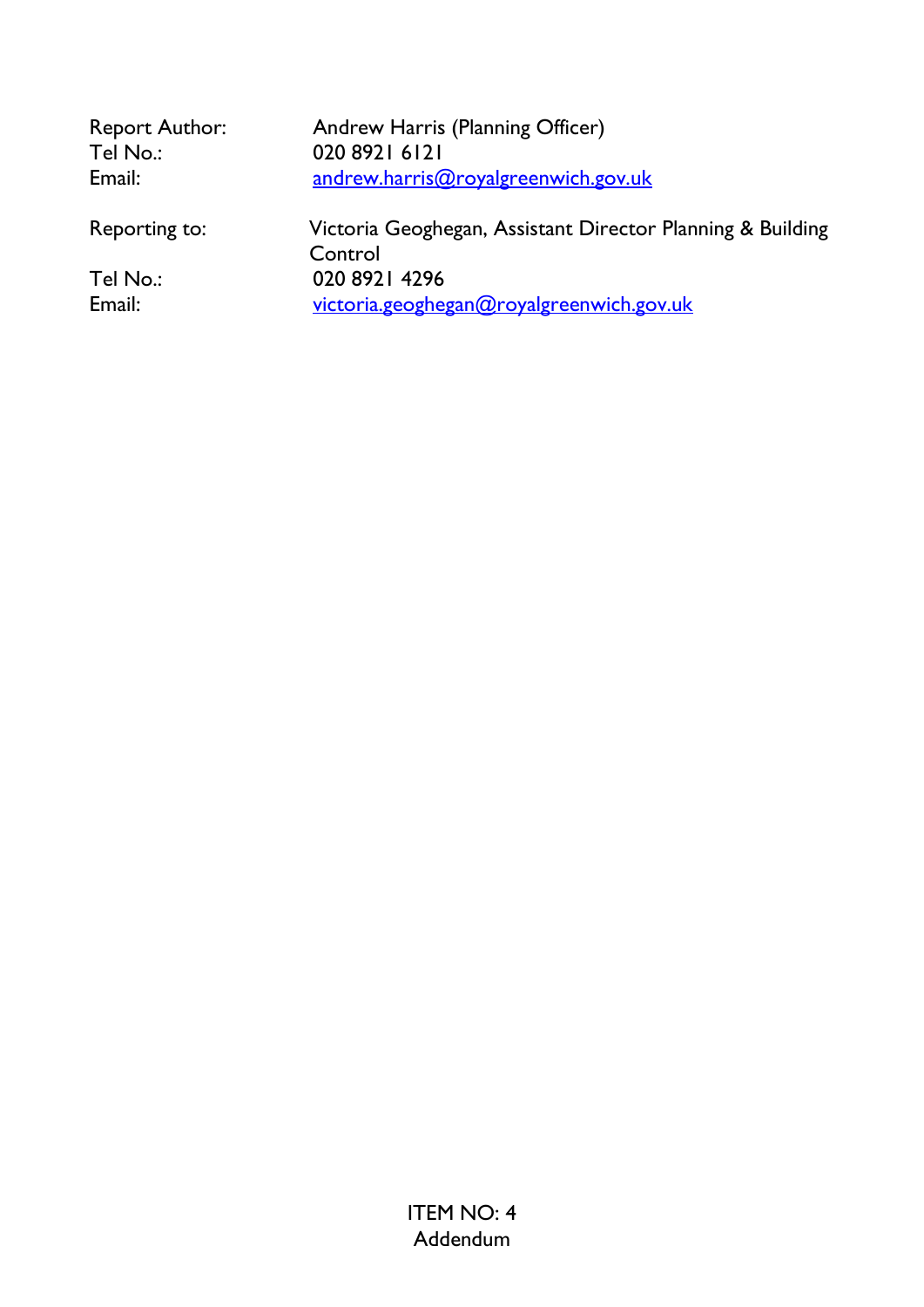| | |
|---|---|
| Report Author: | Andrew Harris (Planning Officer) |
| Tel No.: | 020 8921 6121 |
| Email: | andrew.harris@royalgreenwich.gov.uk |
| | |
| Reporting to: | Victoria Geoghegan, Assistant Director Planning & Building Control |
| Tel No.: | 020 8921 4296 |
| Email: | victoria.geoghegan@royalgreenwich.gov.uk |